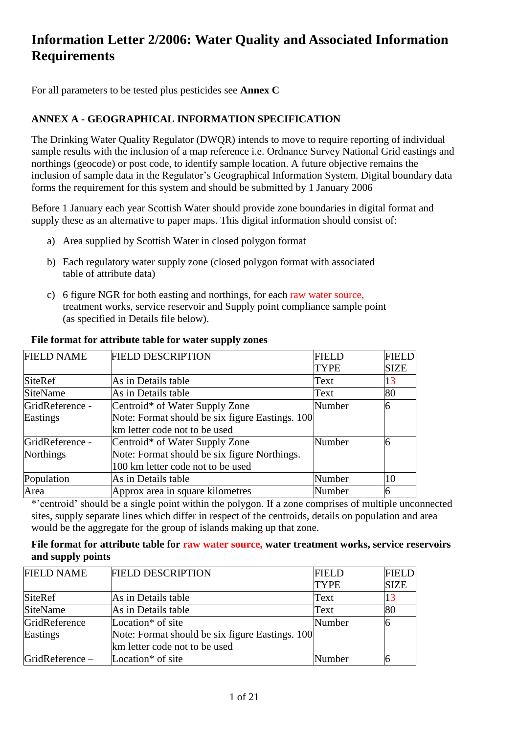# Information Letter 2/2006: Water Quality and Associated Information Requirements

For all parameters to be tested plus pesticides see **Annex C**

## ANNEX A - GEOGRAPHICAL INFORMATION SPECIFICATION

The Drinking Water Quality Regulator (DWQR) intends to move to require reporting of individual sample results with the inclusion of a map reference i.e. Ordnance Survey National Grid eastings and northings (geocode) or post code, to identify sample location. A future objective remains the inclusion of sample data in the Regulator's Geographical Information System. Digital boundary data forms the requirement for this system and should be submitted by 1 January 2006

Before 1 January each year Scottish Water should provide zone boundaries in digital format and supply these as an alternative to paper maps. This digital information should consist of:

a) Area supplied by Scottish Water in closed polygon format

b) Each regulatory water supply zone (closed polygon format with associated table of attribute data)

c) 6 figure NGR for both easting and northings, for each raw water source, treatment works, service reservoir and Supply point compliance sample point (as specified in Details file below).

**File format for attribute table for water supply zones**

| FIELD NAME | FIELD DESCRIPTION | FIELD TYPE | FIELD SIZE |
|---|---|---|---|
| SiteRef | As in Details table | Text | 13 |
| SiteName | As in Details table | Text | 80 |
| GridReference - Eastings | Centroid* of Water Supply Zone Note: Format should be six figure Eastings. 100 km letter code not to be used | Number | 6 |
| GridReference - Northings | Centroid* of Water Supply Zone Note: Format should be six figure Northings. 100 km letter code not to be used | Number | 6 |
| Population | As in Details table | Number | 10 |
| Area | Approx area in square kilometres | Number | 6 |

*'centroid' should be a single point within the polygon. If a zone comprises of multiple unconnected sites, supply separate lines which differ in respect of the centroids, details on population and area would be the aggregate for the group of islands making up that zone.

**File format for attribute table for raw water source, water treatment works, service reservoirs and supply points**

| FIELD NAME | FIELD DESCRIPTION | FIELD TYPE | FIELD SIZE |
|---|---|---|---|
| SiteRef | As in Details table | Text | 13 |
| SiteName | As in Details table | Text | 80 |
| GridReference Eastings | Location* of site Note: Format should be six figure Eastings. 100 km letter code not to be used | Number | 6 |
| GridReference – | Location* of site | Number | 6 |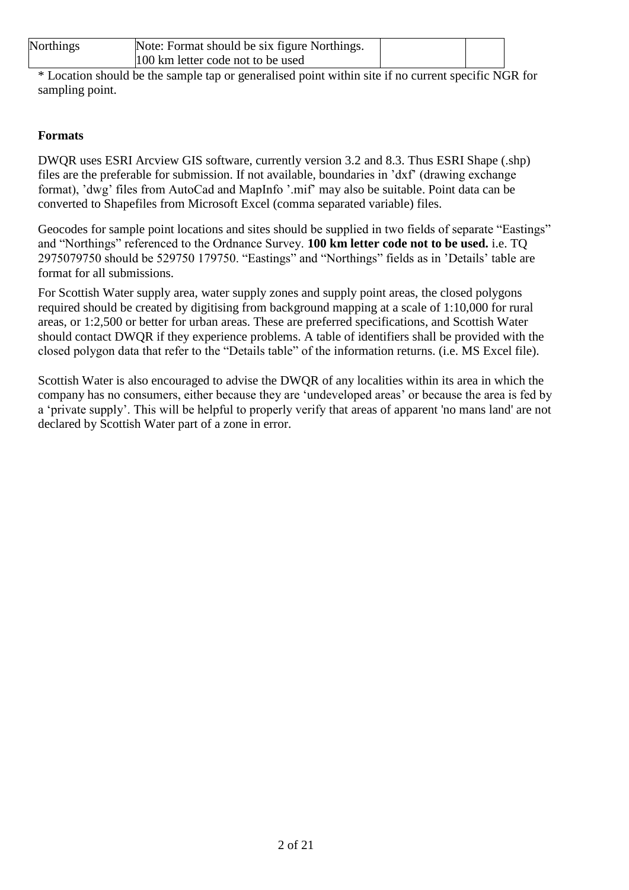| Northings | Note: Format should be six figure Northings. 100 km letter code not to be used | | |
|---|---|---|---|

* Location should be the sample tap or generalised point within site if no current specific NGR for sampling point.

**Formats**

DWQR uses ESRI Arcview GIS software, currently version 3.2 and 8.3. Thus ESRI Shape (.shp) files are the preferable for submission. If not available, boundaries in 'dxf' (drawing exchange format), 'dwg' files from AutoCad and MapInfo '.mif' may also be suitable. Point data can be converted to Shapefiles from Microsoft Excel (comma separated variable) files.

Geocodes for sample point locations and sites should be supplied in two fields of separate "Eastings" and "Northings" referenced to the Ordnance Survey. **100 km letter code not to be used.** i.e. TQ 2975079750 should be 529750 179750. "Eastings" and "Northings" fields as in 'Details' table are format for all submissions.

For Scottish Water supply area, water supply zones and supply point areas, the closed polygons required should be created by digitising from background mapping at a scale of 1:10,000 for rural areas, or 1:2,500 or better for urban areas. These are preferred specifications, and Scottish Water should contact DWQR if they experience problems. A table of identifiers shall be provided with the closed polygon data that refer to the "Details table" of the information returns. (i.e. MS Excel file).

Scottish Water is also encouraged to advise the DWQR of any localities within its area in which the company has no consumers, either because they are 'undeveloped areas' or because the area is fed by a 'private supply'. This will be helpful to properly verify that areas of apparent 'no mans land' are not declared by Scottish Water part of a zone in error.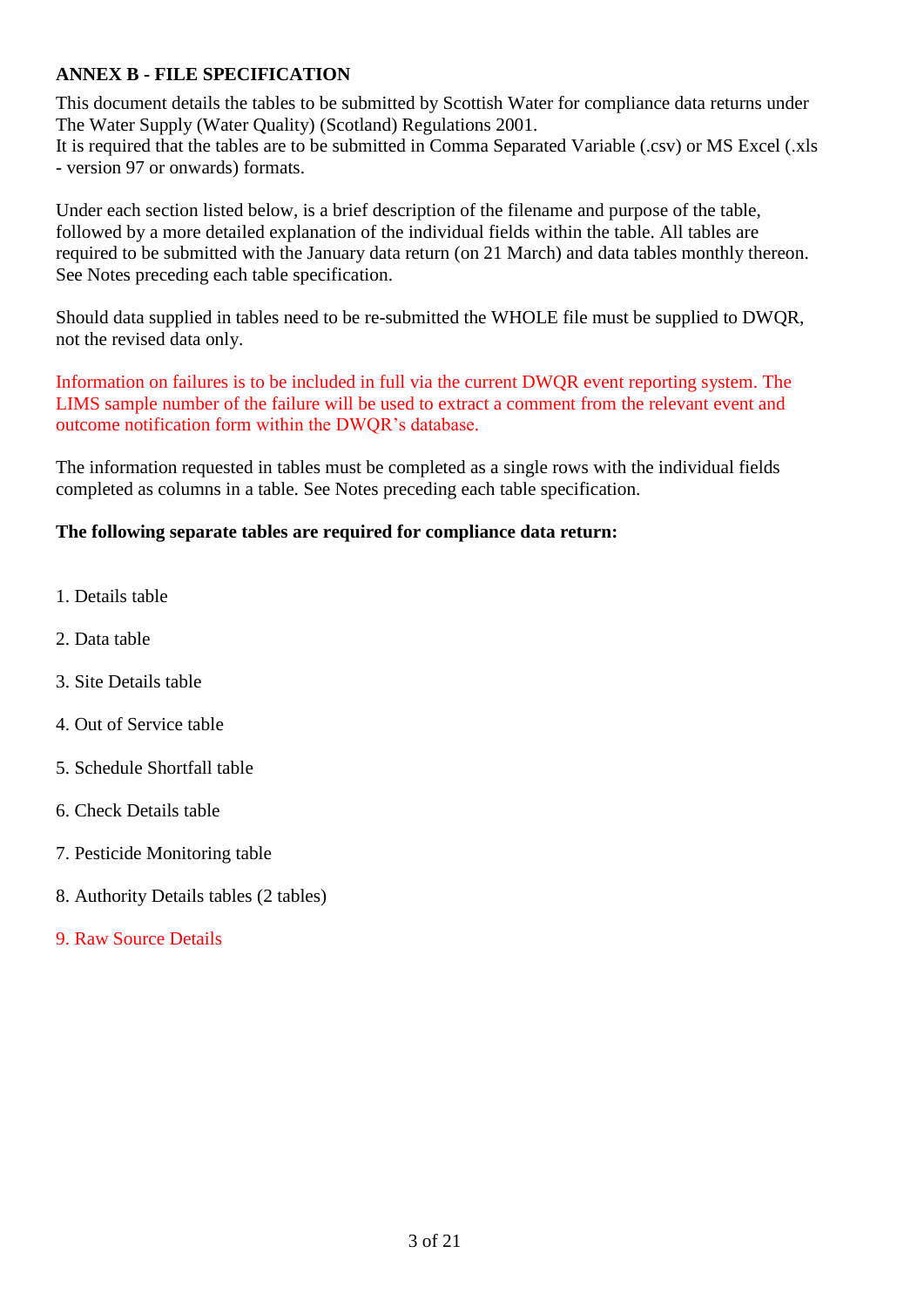**ANNEX B - FILE SPECIFICATION**

This document details the tables to be submitted by Scottish Water for compliance data returns under The Water Supply (Water Quality) (Scotland) Regulations 2001.
It is required that the tables are to be submitted in Comma Separated Variable (.csv) or MS Excel (.xls - version 97 or onwards) formats.

Under each section listed below, is a brief description of the filename and purpose of the table, followed by a more detailed explanation of the individual fields within the table. All tables are required to be submitted with the January data return (on 21 March) and data tables monthly thereon. See Notes preceding each table specification.

Should data supplied in tables need to be re-submitted the WHOLE file must be supplied to DWQR, not the revised data only.

Information on failures is to be included in full via the current DWQR event reporting system. The LIMS sample number of the failure will be used to extract a comment from the relevant event and outcome notification form within the DWQR's database.

The information requested in tables must be completed as a single rows with the individual fields completed as columns in a table. See Notes preceding each table specification.

**The following separate tables are required for compliance data return:**

1. Details table

2. Data table

3. Site Details table

4. Out of Service table

5. Schedule Shortfall table

6. Check Details table

7. Pesticide Monitoring table

8. Authority Details tables (2 tables)

9. Raw Source Details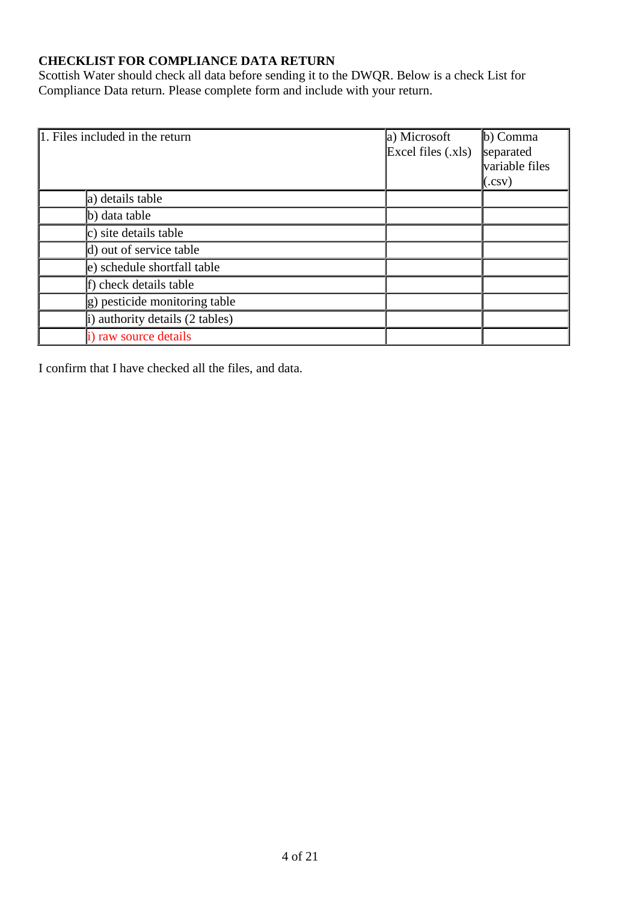**CHECKLIST FOR COMPLIANCE DATA RETURN**

Scottish Water should check all data before sending it to the DWQR. Below is a check List for Compliance Data return. Please complete form and include with your return.

| 1. Files included in the return | | a) Microsoft Excel files (.xls) | b) Comma separated variable files (.csv) |
|---|---|---|---|
| | a) details table | | |
| | b) data table | | |
| | c) site details table | | |
| | d) out of service table | | |
| | e) schedule shortfall table | | |
| | f) check details table | | |
| | g) pesticide monitoring table | | |
| | i) authority details (2 tables) | | |
| | i) raw source details | | |

I confirm that I have checked all the files, and data.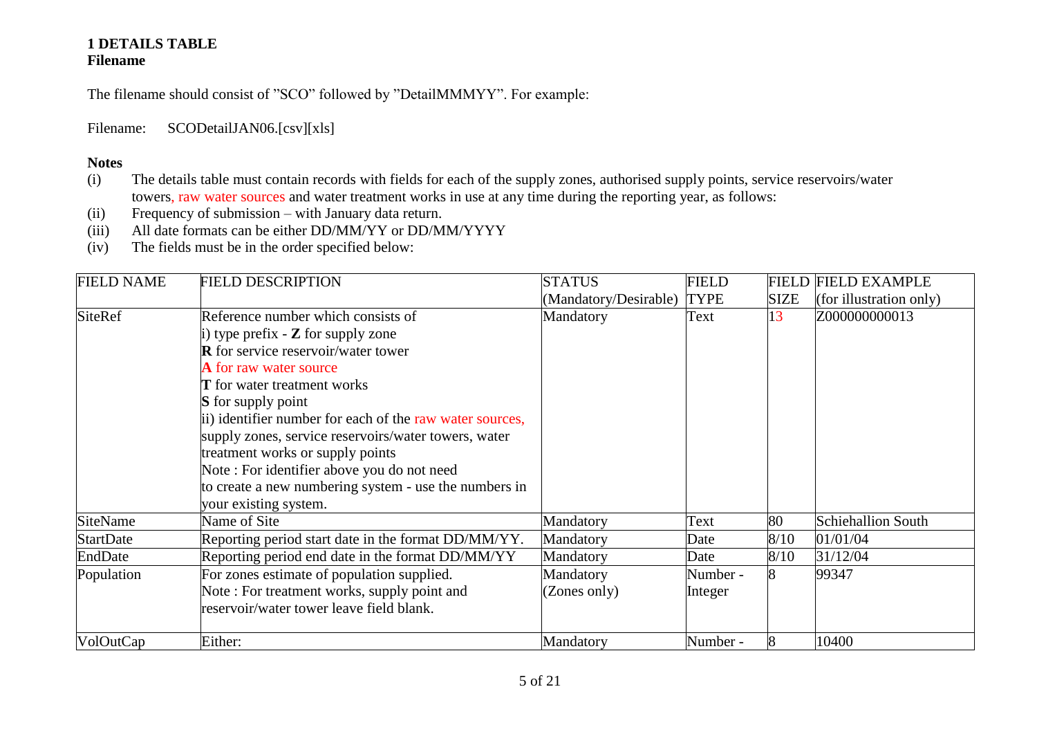# 1 DETAILS TABLE

**Filename**

The filename should consist of "SCO" followed by "DetailMMMYY". For example:

Filename: SCODetailJAN06.[csv][xls]

**Notes**

(i) The details table must contain records with fields for each of the supply zones, authorised supply points, service reservoirs/water towers, raw water sources and water treatment works in use at any time during the reporting year, as follows:
(ii) Frequency of submission – with January data return.
(iii) All date formats can be either DD/MM/YY or DD/MM/YYYY
(iv) The fields must be in the order specified below:

| FIELD NAME | FIELD DESCRIPTION | STATUS (Mandatory/Desirable) | FIELD TYPE | FIELD SIZE | FIELD EXAMPLE (for illustration only) |
|---|---|---|---|---|---|
| SiteRef | Reference number which consists of<br>i) type prefix - **Z** for supply zone<br>**R** for service reservoir/water tower<br>**A** for raw water source<br>**T** for water treatment works<br>**S** for supply point<br>ii) identifier number for each of the raw water sources, supply zones, service reservoirs/water towers, water treatment works or supply points<br>Note : For identifier above you do not need to create a new numbering system - use the numbers in your existing system. | Mandatory | Text | 13 | Z000000000013 |
| SiteName | Name of Site | Mandatory | Text | 80 | Schiehallion South |
| StartDate | Reporting period start date in the format DD/MM/YY. | Mandatory | Date | 8/10 | 01/01/04 |
| EndDate | Reporting period end date in the format DD/MM/YY | Mandatory | Date | 8/10 | 31/12/04 |
| Population | For zones estimate of population supplied.<br>Note : For treatment works, supply point and reservoir/water tower leave field blank. | Mandatory (Zones only) | Number - Integer | 8 | 99347 |
| VolOutCap | Either: | Mandatory | Number - | 8 | 10400 |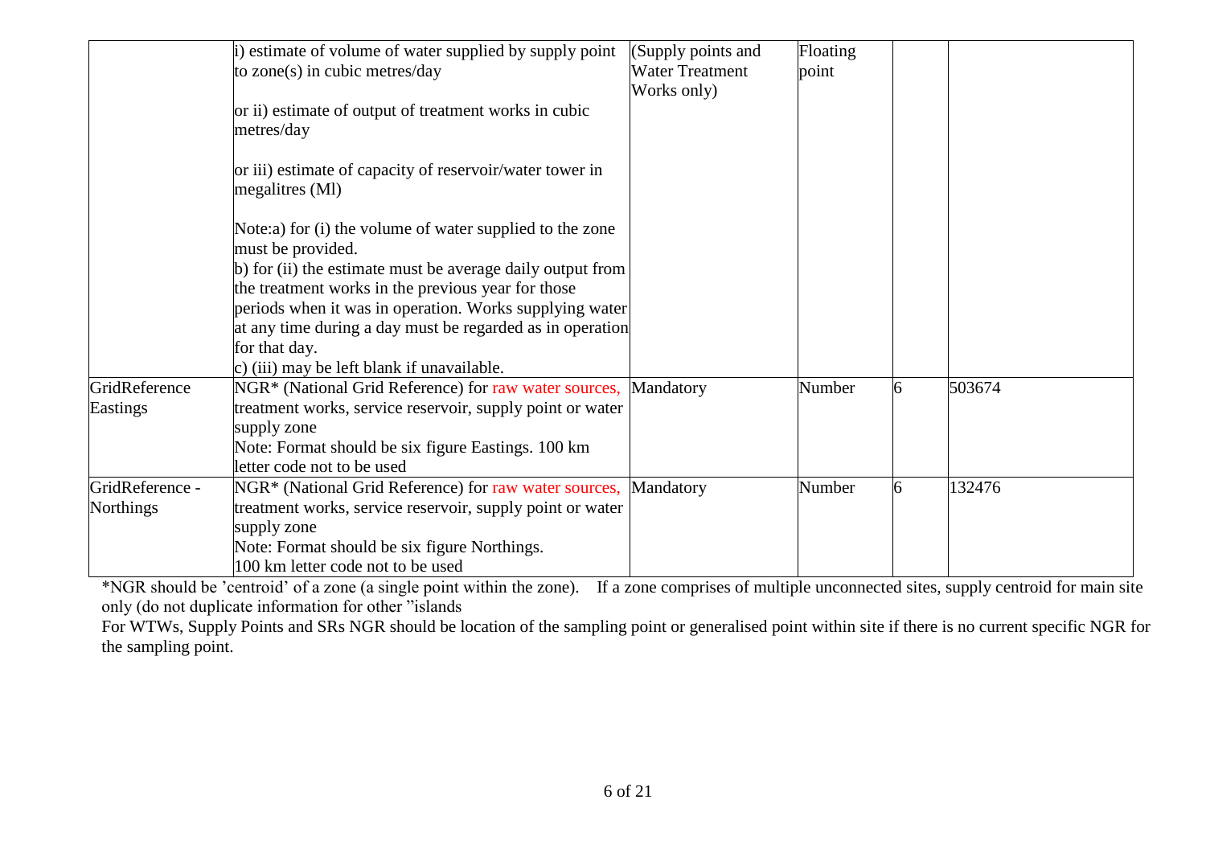| | | | | | |
|---|---|---|---|---|---|
| | i) estimate of volume of water supplied by supply point to zone(s) in cubic metres/day<br><br>or ii) estimate of output of treatment works in cubic metres/day<br><br>or iii) estimate of capacity of reservoir/water tower in megalitres (Ml)<br><br>Note:a) for (i) the volume of water supplied to the zone must be provided.<br>b) for (ii) the estimate must be average daily output from the treatment works in the previous year for those periods when it was in operation. Works supplying water at any time during a day must be regarded as in operation for that day.<br>c) (iii) may be left blank if unavailable. | (Supply points and Water Treatment Works only) | Floating point | | |
| GridReference Eastings | NGR* (National Grid Reference) for raw water sources, treatment works, service reservoir, supply point or water supply zone<br>Note: Format should be six figure Eastings. 100 km letter code not to be used | Mandatory | Number | 6 | 503674 |
| GridReference - Northings | NGR* (National Grid Reference) for raw water sources, treatment works, service reservoir, supply point or water supply zone<br>Note: Format should be six figure Northings.<br>100 km letter code not to be used | Mandatory | Number | 6 | 132476 |

*NGR should be 'centroid' of a zone (a single point within the zone). If a zone comprises of multiple unconnected sites, supply centroid for main site only (do not duplicate information for other "islands

For WTWs, Supply Points and SRs NGR should be location of the sampling point or generalised point within site if there is no current specific NGR for the sampling point.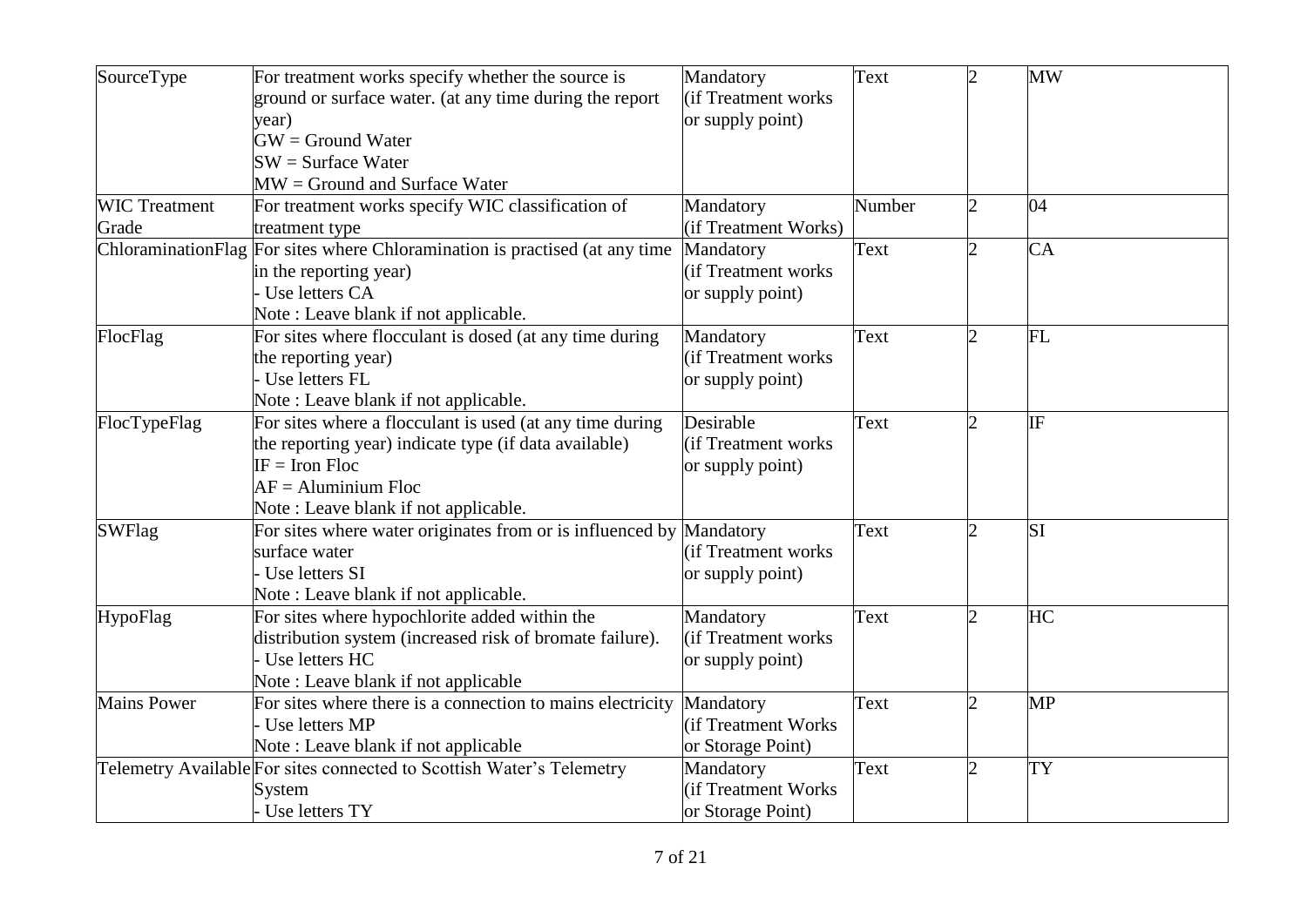| SourceType | For treatment works specify whether the source is ground or surface water. (at any time during the report year)<br>GW = Ground Water<br>SW = Surface Water<br>MW = Ground and Surface Water | Mandatory (if Treatment works or supply point) | Text | 2 | MW |
|---|---|---|---|---|---|
| WIC Treatment Grade | For treatment works specify WIC classification of treatment type | Mandatory (if Treatment Works) | Number | 2 | 04 |
| ChloraminationFlag | For sites where Chloramination is practised (at any time in the reporting year)<br>- Use letters CA<br>Note : Leave blank if not applicable. | Mandatory (if Treatment works or supply point) | Text | 2 | CA |
| FlocFlag | For sites where flocculant is dosed (at any time during the reporting year)<br>- Use letters FL<br>Note : Leave blank if not applicable. | Mandatory (if Treatment works or supply point) | Text | 2 | FL |
| FlocTypeFlag | For sites where a flocculant is used (at any time during the reporting year) indicate type (if data available)<br>IF = Iron Floc<br>AF = Aluminium Floc<br>Note : Leave blank if not applicable. | Desirable (if Treatment works or supply point) | Text | 2 | IF |
| SWFlag | For sites where water originates from or is influenced by surface water<br>- Use letters SI<br>Note : Leave blank if not applicable. | Mandatory (if Treatment works or supply point) | Text | 2 | SI |
| HypoFlag | For sites where hypochlorite added within the distribution system (increased risk of bromate failure).<br>- Use letters HC<br>Note : Leave blank if not applicable | Mandatory (if Treatment works or supply point) | Text | 2 | HC |
| Mains Power | For sites where there is a connection to mains electricity<br>- Use letters MP<br>Note : Leave blank if not applicable | Mandatory (if Treatment Works or Storage Point) | Text | 2 | MP |
| Telemetry Available | For sites connected to Scottish Water's Telemetry System<br>- Use letters TY | Mandatory (if Treatment Works or Storage Point) | Text | 2 | TY |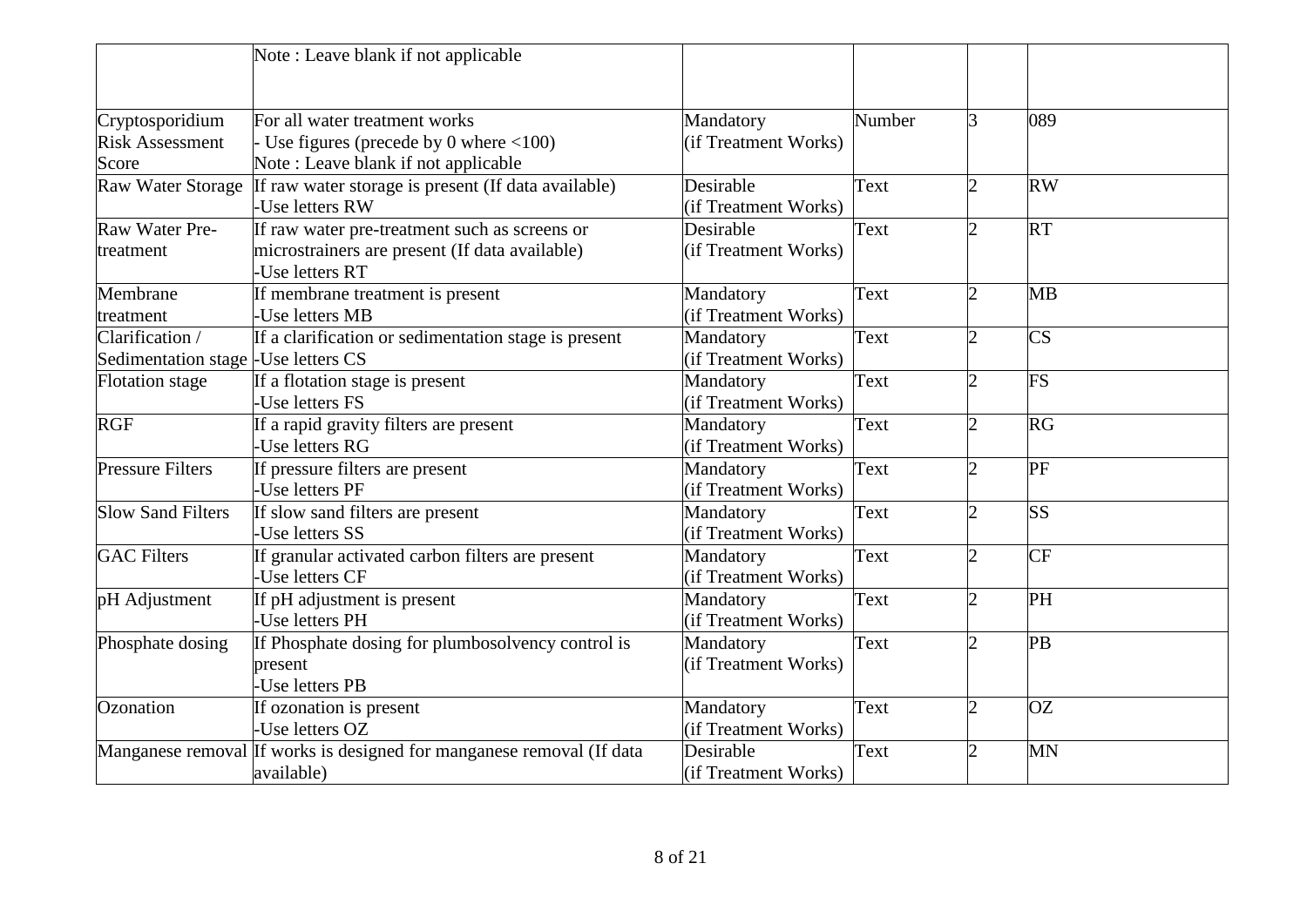| | | | | | |
|---|---|---|---|---|---|
| | Note : Leave blank if not applicable | | | | |
| Cryptosporidium Risk Assessment Score | For all water treatment works<br>- Use figures (precede by 0 where <100)<br>Note : Leave blank if not applicable | Mandatory (if Treatment Works) | Number | 3 | 089 |
| Raw Water Storage | If raw water storage is present (If data available)<br>-Use letters RW | Desirable (if Treatment Works) | Text | 2 | RW |
| Raw Water Pre-treatment | If raw water pre-treatment such as screens or microstrainers are present (If data available)<br>-Use letters RT | Desirable (if Treatment Works) | Text | 2 | RT |
| Membrane treatment | If membrane treatment is present<br>-Use letters MB | Mandatory (if Treatment Works) | Text | 2 | MB |
| Clarification / Sedimentation stage | If a clarification or sedimentation stage is present<br>-Use letters CS | Mandatory (if Treatment Works) | Text | 2 | CS |
| Flotation stage | If a flotation stage is present<br>-Use letters FS | Mandatory (if Treatment Works) | Text | 2 | FS |
| RGF | If a rapid gravity filters are present<br>-Use letters RG | Mandatory (if Treatment Works) | Text | 2 | RG |
| Pressure Filters | If pressure filters are present<br>-Use letters PF | Mandatory (if Treatment Works) | Text | 2 | PF |
| Slow Sand Filters | If slow sand filters are present<br>-Use letters SS | Mandatory (if Treatment Works) | Text | 2 | SS |
| GAC Filters | If granular activated carbon filters are present<br>-Use letters CF | Mandatory (if Treatment Works) | Text | 2 | CF |
| pH Adjustment | If pH adjustment is present<br>-Use letters PH | Mandatory (if Treatment Works) | Text | 2 | PH |
| Phosphate dosing | If Phosphate dosing for plumbosolvency control is present<br>-Use letters PB | Mandatory (if Treatment Works) | Text | 2 | PB |
| Ozonation | If ozonation is present<br>-Use letters OZ | Mandatory (if Treatment Works) | Text | 2 | OZ |
| Manganese removal | If works is designed for manganese removal (If data available) | Desirable (if Treatment Works) | Text | 2 | MN |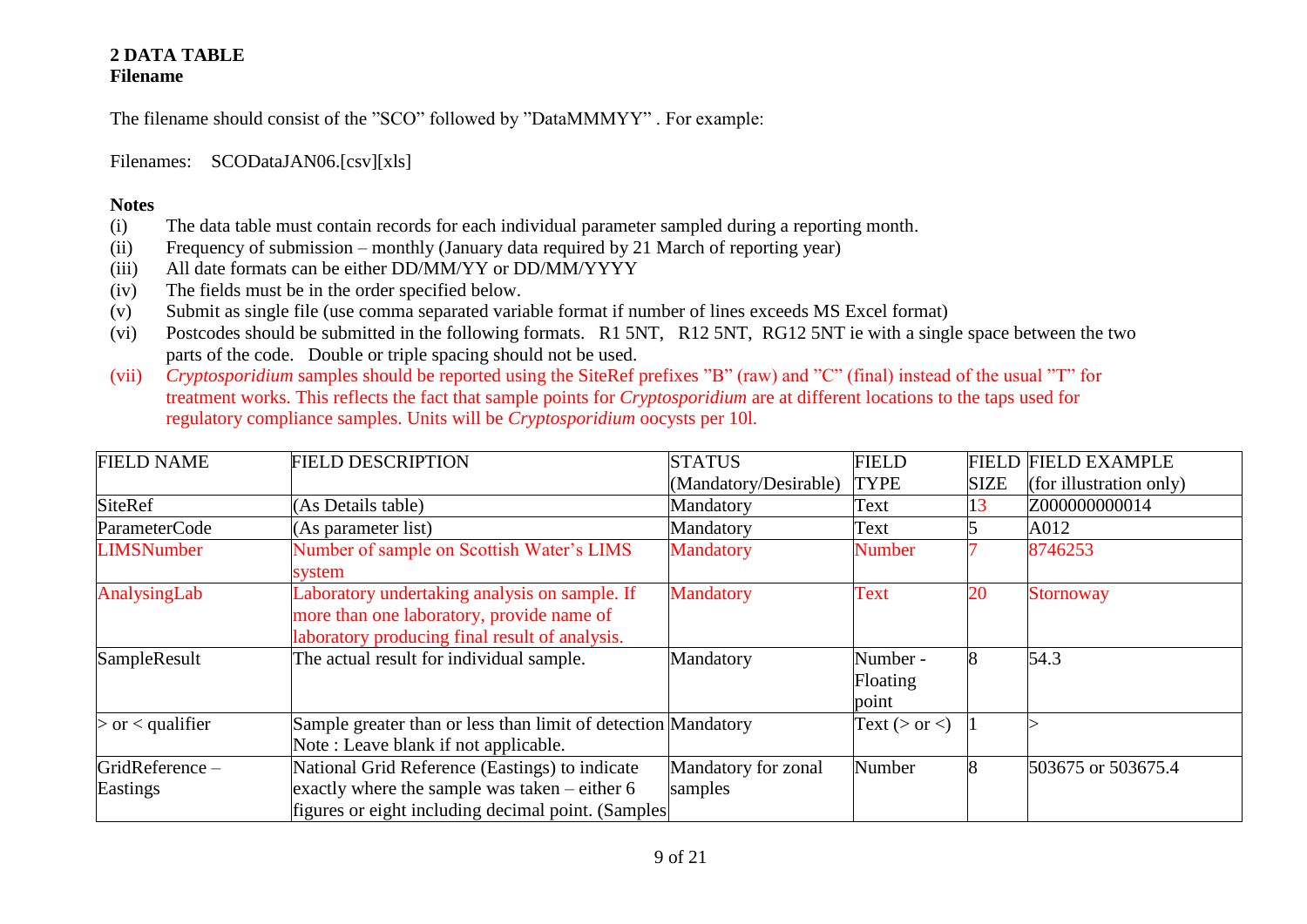## 2 DATA TABLE

**Filename**

The filename should consist of the "SCO" followed by "DataMMMYY" . For example:

Filenames: SCODataJAN06.[csv][xls]

**Notes**

(i) The data table must contain records for each individual parameter sampled during a reporting month.
(ii) Frequency of submission – monthly (January data required by 21 March of reporting year)
(iii) All date formats can be either DD/MM/YY or DD/MM/YYYY
(iv) The fields must be in the order specified below.
(v) Submit as single file (use comma separated variable format if number of lines exceeds MS Excel format)
(vi) Postcodes should be submitted in the following formats. R1 5NT, R12 5NT, RG12 5NT ie with a single space between the two parts of the code. Double or triple spacing should not be used.
(vii) *Cryptosporidium* samples should be reported using the SiteRef prefixes "B" (raw) and "C" (final) instead of the usual "T" for treatment works. This reflects the fact that sample points for *Cryptosporidium* are at different locations to the taps used for regulatory compliance samples. Units will be *Cryptosporidium* oocysts per 10l.

| FIELD NAME | FIELD DESCRIPTION | STATUS (Mandatory/Desirable) | FIELD TYPE | FIELD SIZE | FIELD EXAMPLE (for illustration only) |
|---|---|---|---|---|---|
| SiteRef | (As Details table) | Mandatory | Text | 13 | Z000000000014 |
| ParameterCode | (As parameter list) | Mandatory | Text | 5 | A012 |
| LIMSNumber | Number of sample on Scottish Water's LIMS system | Mandatory | Number | 7 | 8746253 |
| AnalysingLab | Laboratory undertaking analysis on sample. If more than one laboratory, provide name of laboratory producing final result of analysis. | Mandatory | Text | 20 | Stornoway |
| SampleResult | The actual result for individual sample. | Mandatory | Number - Floating point | 8 | 54.3 |
| > or < qualifier | Sample greater than or less than limit of detection Note : Leave blank if not applicable. | Mandatory | Text (> or <) | 1 | > |
| GridReference – Eastings | National Grid Reference (Eastings) to indicate exactly where the sample was taken – either 6 figures or eight including decimal point. (Samples | Mandatory for zonal samples | Number | 8 | 503675 or 503675.4 |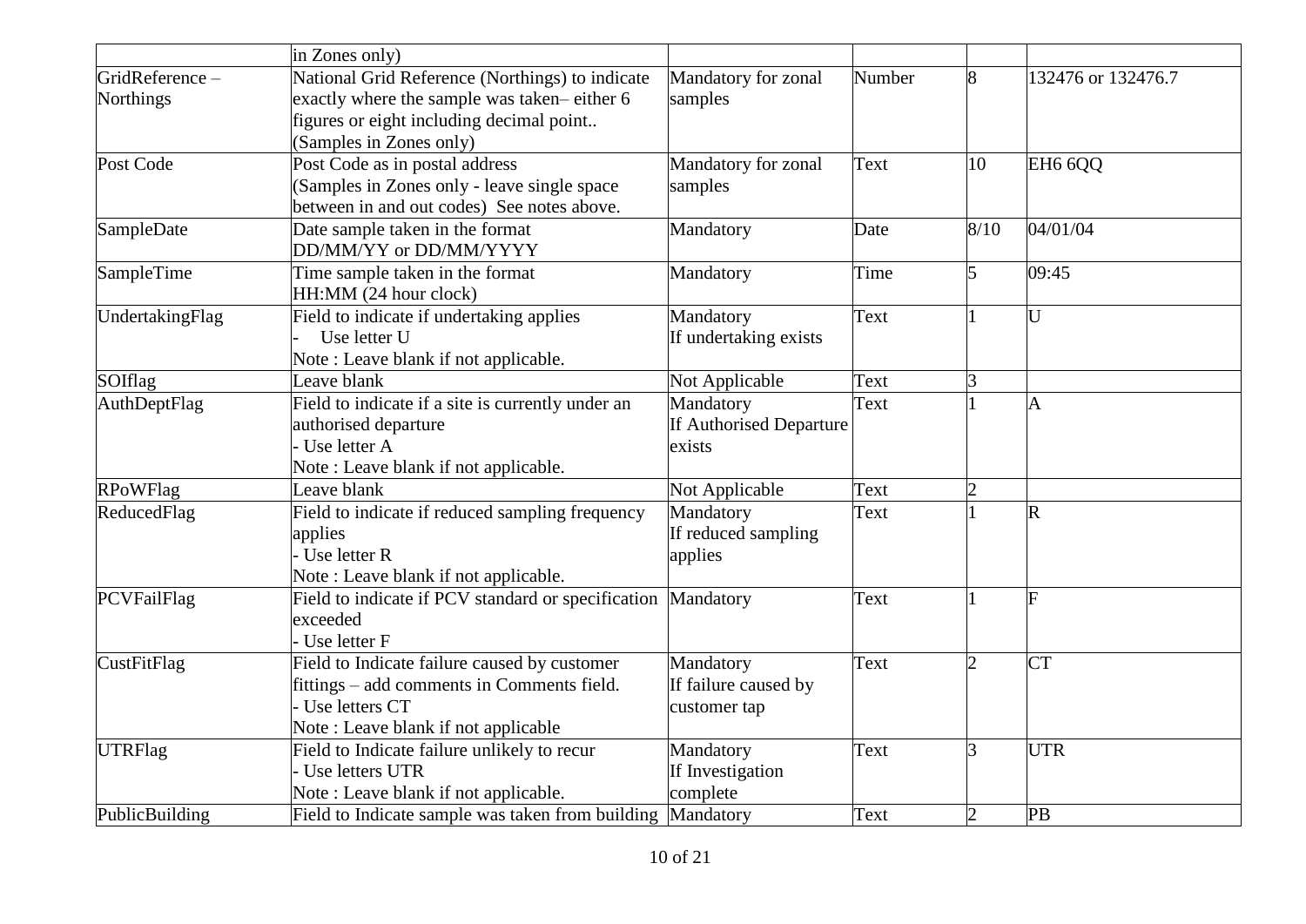| | | | | | |
|---|---|---|---|---|---|
| | in Zones only) | | | | |
| GridReference – Northings | National Grid Reference (Northings) to indicate exactly where the sample was taken– either 6 figures or eight including decimal point.. (Samples in Zones only) | Mandatory for zonal samples | Number | 8 | 132476 or 132476.7 |
| Post Code | Post Code as in postal address (Samples in Zones only - leave single space between in and out codes) See notes above. | Mandatory for zonal samples | Text | 10 | EH6 6QQ |
| SampleDate | Date sample taken in the format DD/MM/YY or DD/MM/YYYY | Mandatory | Date | 8/10 | 04/01/04 |
| SampleTime | Time sample taken in the format HH:MM (24 hour clock) | Mandatory | Time | 5 | 09:45 |
| UndertakingFlag | Field to indicate if undertaking applies - Use letter U Note : Leave blank if not applicable. | Mandatory If undertaking exists | Text | 1 | U |
| SOIflag | Leave blank | Not Applicable | Text | 3 | |
| AuthDeptFlag | Field to indicate if a site is currently under an authorised departure - Use letter A Note : Leave blank if not applicable. | Mandatory If Authorised Departure exists | Text | 1 | A |
| RPoWFlag | Leave blank | Not Applicable | Text | 2 | |
| ReducedFlag | Field to indicate if reduced sampling frequency applies - Use letter R Note : Leave blank if not applicable. | Mandatory If reduced sampling applies | Text | 1 | R |
| PCVFailFlag | Field to indicate if PCV standard or specification exceeded - Use letter F | Mandatory | Text | 1 | F |
| CustFitFlag | Field to Indicate failure caused by customer fittings – add comments in Comments field. - Use letters CT Note : Leave blank if not applicable | Mandatory If failure caused by customer tap | Text | 2 | CT |
| UTRFlag | Field to Indicate failure unlikely to recur - Use letters UTR Note : Leave blank if not applicable. | Mandatory If Investigation complete | Text | 3 | UTR |
| PublicBuilding | Field to Indicate sample was taken from building | Mandatory | Text | 2 | PB |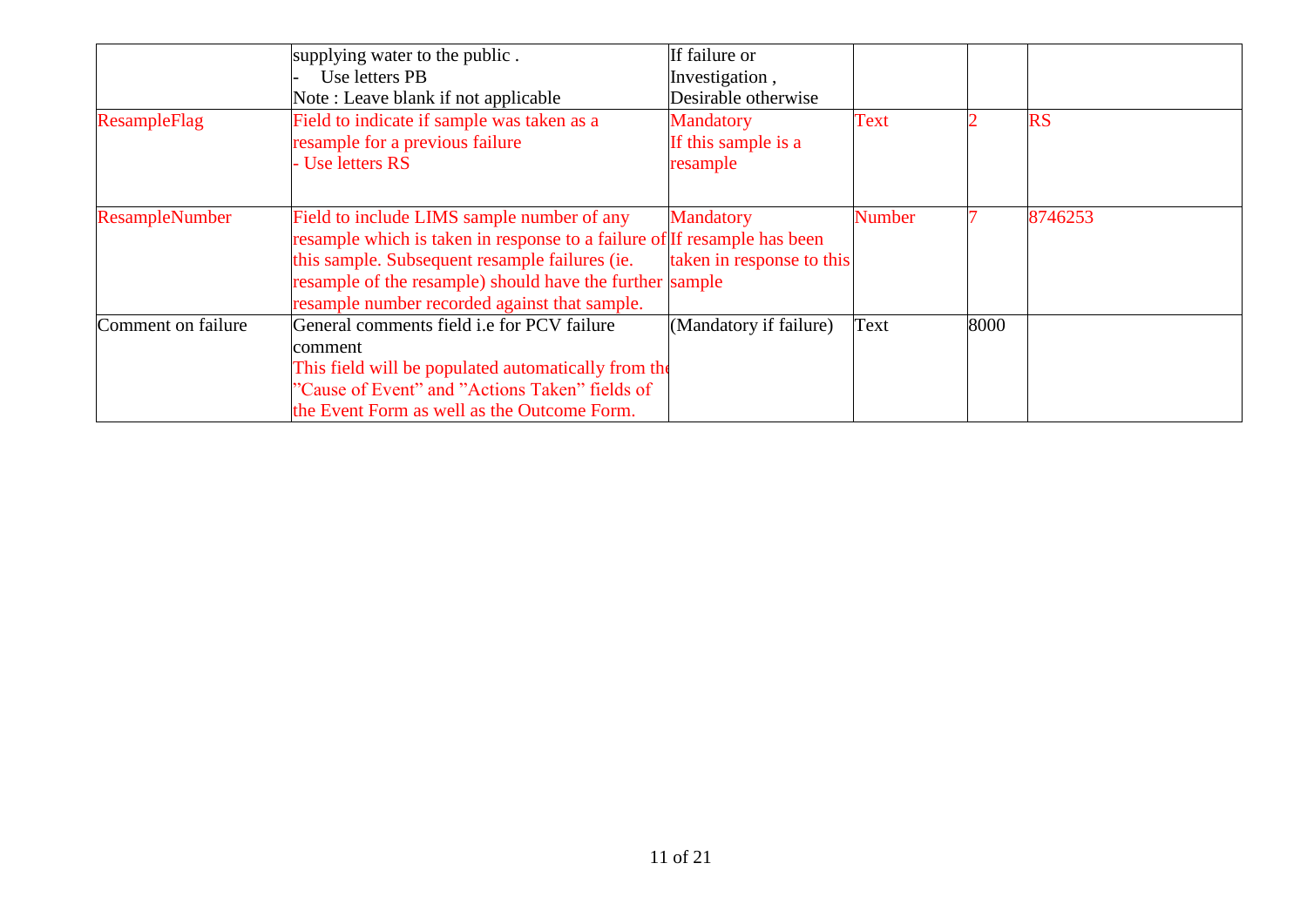| | | | | | |
|---|---|---|---|---|---|
| | supplying water to the public .<br>- Use letters PB<br>Note : Leave blank if not applicable | If failure or Investigation , Desirable otherwise | | | |
| ResampleFlag | Field to indicate if sample was taken as a resample for a previous failure<br>- Use letters RS | Mandatory If this sample is a resample | Text | 2 | RS |
| ResampleNumber | Field to include LIMS sample number of any resample which is taken in response to a failure of this sample. Subsequent resample failures (ie. resample of the resample) should have the further resample number recorded against that sample. | Mandatory If resample has been taken in response to this sample | Number | 7 | 8746253 |
| Comment on failure | General comments field i.e for PCV failure comment<br>This field will be populated automatically from the "Cause of Event" and "Actions Taken" fields of the Event Form as well as the Outcome Form. | (Mandatory if failure) | Text | 8000 | |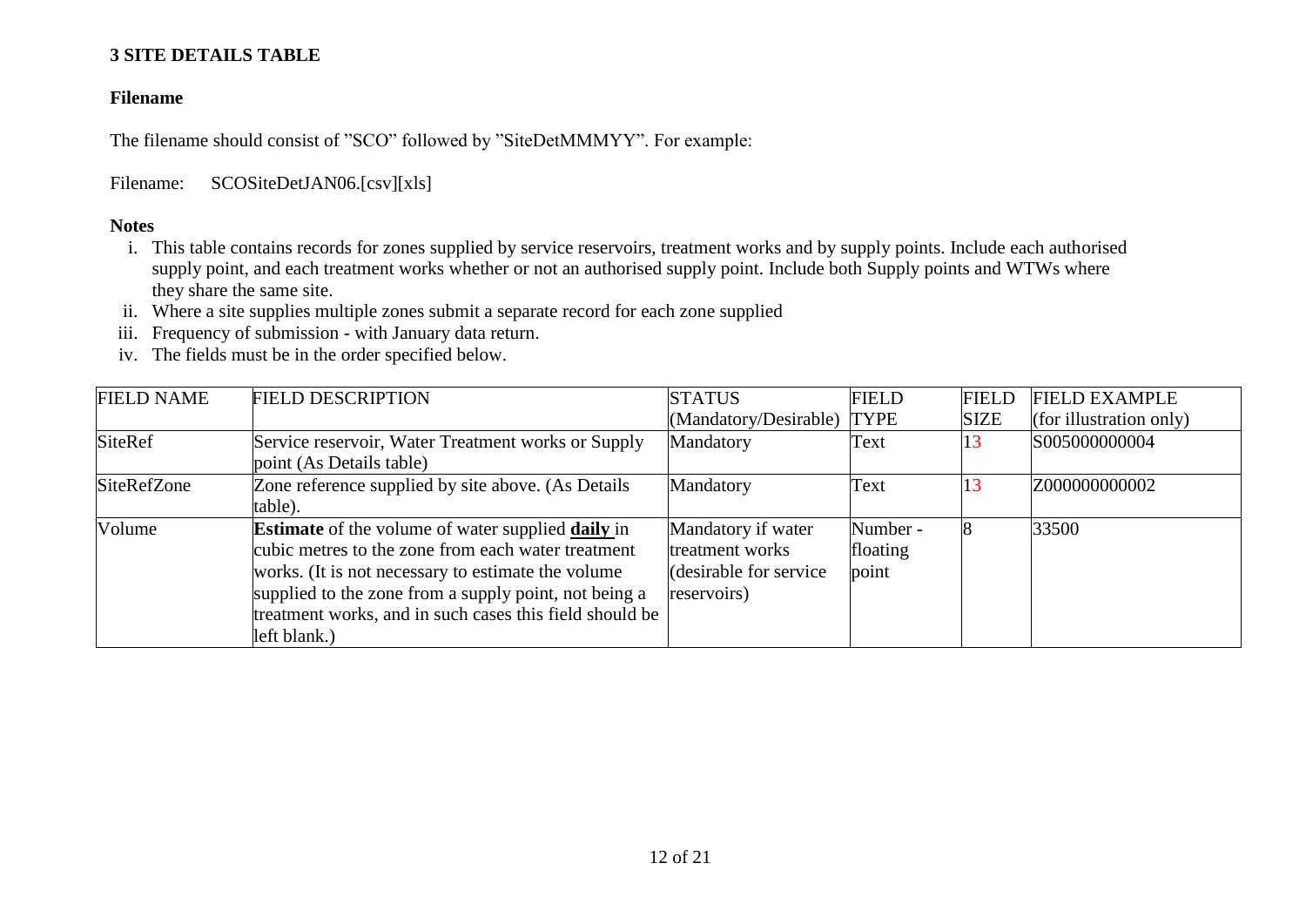## 3 SITE DETAILS TABLE

### Filename

The filename should consist of "SCO" followed by "SiteDetMMMYY". For example:

Filename: SCOSiteDetJAN06.[csv][xls]

### Notes

i. This table contains records for zones supplied by service reservoirs, treatment works and by supply points. Include each authorised supply point, and each treatment works whether or not an authorised supply point. Include both Supply points and WTWs where they share the same site.
ii. Where a site supplies multiple zones submit a separate record for each zone supplied
iii. Frequency of submission - with January data return.
iv. The fields must be in the order specified below.

| FIELD NAME | FIELD DESCRIPTION | STATUS (Mandatory/Desirable) | FIELD TYPE | FIELD SIZE | FIELD EXAMPLE (for illustration only) |
|---|---|---|---|---|---|
| SiteRef | Service reservoir, Water Treatment works or Supply point (As Details table) | Mandatory | Text | 13 | S005000000004 |
| SiteRefZone | Zone reference supplied by site above. (As Details table). | Mandatory | Text | 13 | Z000000000002 |
| Volume | **Estimate** of the volume of water supplied **daily** in cubic metres to the zone from each water treatment works. (It is not necessary to estimate the volume supplied to the zone from a supply point, not being a treatment works, and in such cases this field should be left blank.) | Mandatory if water treatment works (desirable for service reservoirs) | Number - floating point | 8 | 33500 |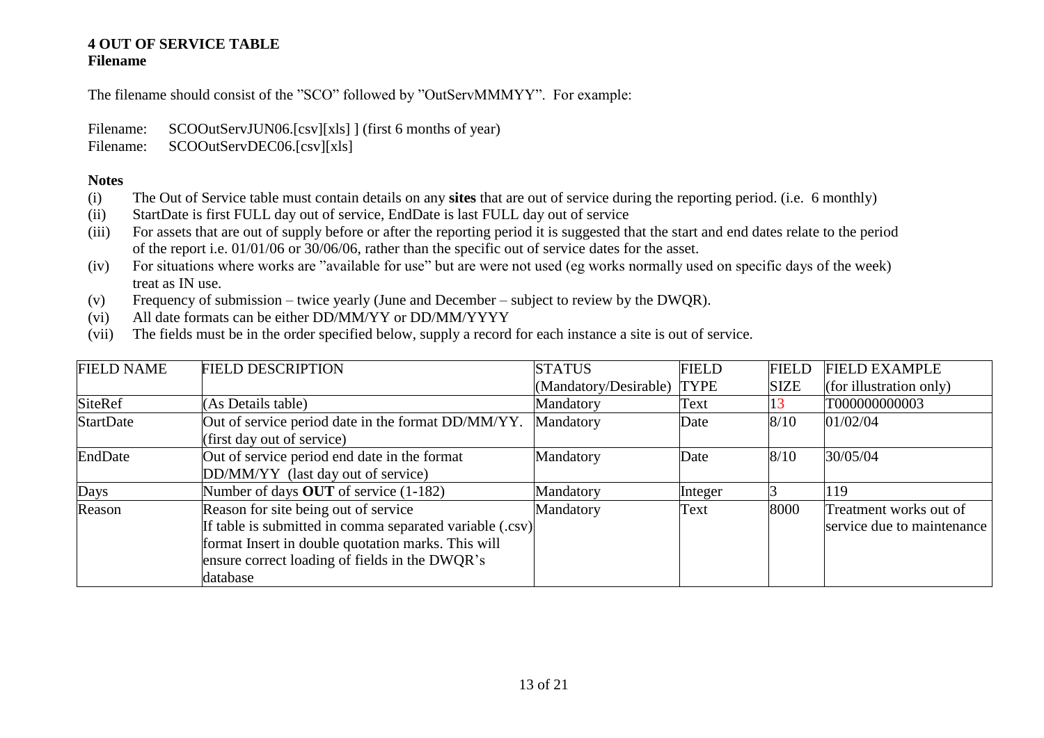## 4 OUT OF SERVICE TABLE

**Filename**

The filename should consist of the "SCO" followed by "OutServMMMYY". For example:

Filename: SCOOutServJUN06.[csv][xls] ] (first 6 months of year)
Filename: SCOOutServDEC06.[csv][xls]

**Notes**

(i) The Out of Service table must contain details on any **sites** that are out of service during the reporting period. (i.e. 6 monthly)
(ii) StartDate is first FULL day out of service, EndDate is last FULL day out of service
(iii) For assets that are out of supply before or after the reporting period it is suggested that the start and end dates relate to the period of the report i.e. 01/01/06 or 30/06/06, rather than the specific out of service dates for the asset.
(iv) For situations where works are "available for use" but are were not used (eg works normally used on specific days of the week) treat as IN use.
(v) Frequency of submission – twice yearly (June and December – subject to review by the DWQR).
(vi) All date formats can be either DD/MM/YY or DD/MM/YYYY
(vii) The fields must be in the order specified below, supply a record for each instance a site is out of service.

| FIELD NAME | FIELD DESCRIPTION | STATUS (Mandatory/Desirable) | FIELD TYPE | FIELD SIZE | FIELD EXAMPLE (for illustration only) |
|---|---|---|---|---|---|
| SiteRef | (As Details table) | Mandatory | Text | 13 | T000000000003 |
| StartDate | Out of service period date in the format DD/MM/YY. (first day out of service) | Mandatory | Date | 8/10 | 01/02/04 |
| EndDate | Out of service period end date in the format DD/MM/YY (last day out of service) | Mandatory | Date | 8/10 | 30/05/04 |
| Days | Number of days **OUT** of service (1-182) | Mandatory | Integer | 3 | 119 |
| Reason | Reason for site being out of service If table is submitted in comma separated variable (.csv) format Insert in double quotation marks. This will ensure correct loading of fields in the DWQR's database | Mandatory | Text | 8000 | Treatment works out of service due to maintenance |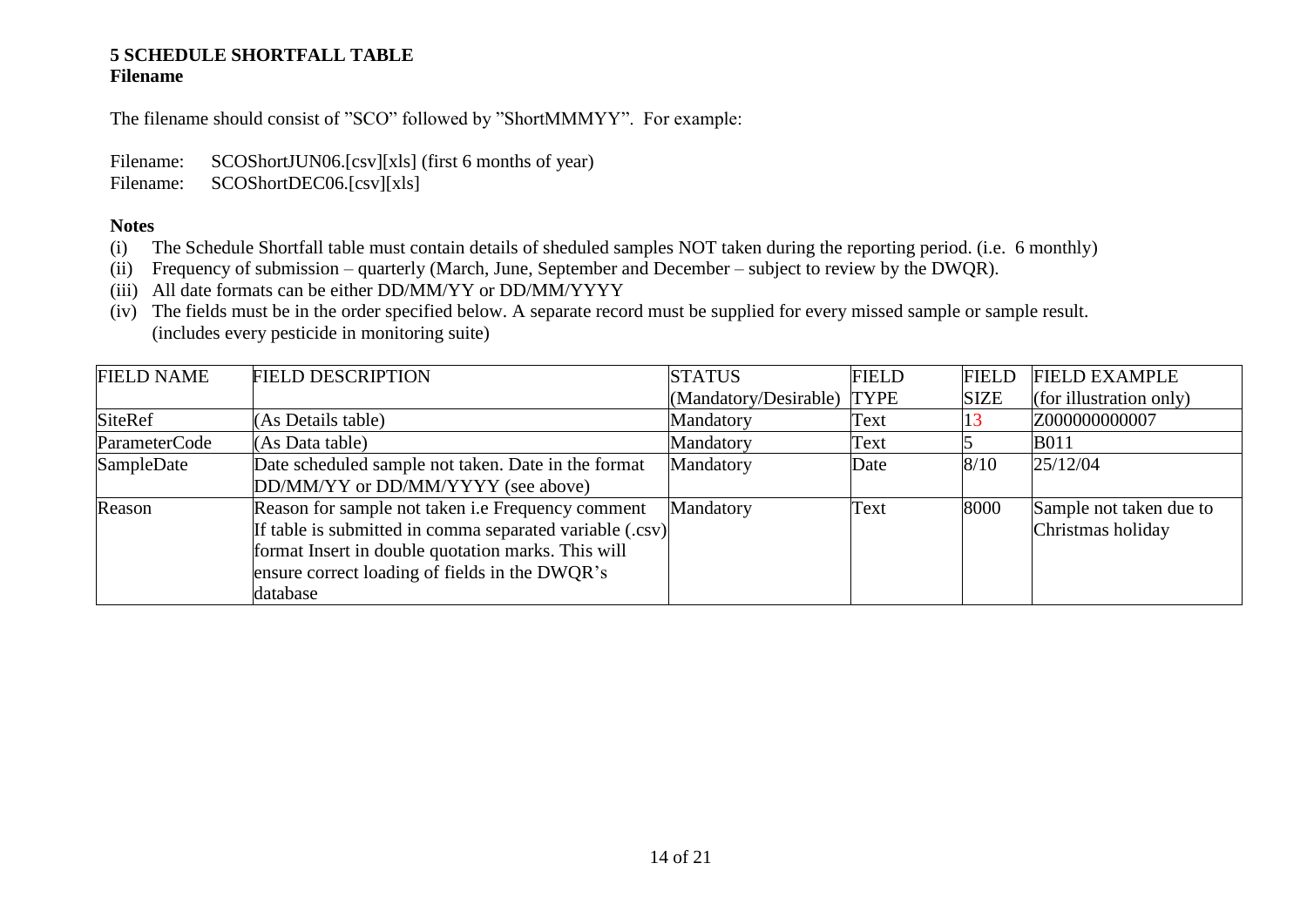## 5 SCHEDULE SHORTFALL TABLE

**Filename**

The filename should consist of "SCO" followed by "ShortMMMYY". For example:

Filename: SCOShortJUN06.[csv][xls] (first 6 months of year)
Filename: SCOShortDEC06.[csv][xls]

**Notes**

(i) The Schedule Shortfall table must contain details of sheduled samples NOT taken during the reporting period. (i.e. 6 monthly)
(ii) Frequency of submission – quarterly (March, June, September and December – subject to review by the DWQR).
(iii) All date formats can be either DD/MM/YY or DD/MM/YYYY
(iv) The fields must be in the order specified below. A separate record must be supplied for every missed sample or sample result. (includes every pesticide in monitoring suite)

| FIELD NAME | FIELD DESCRIPTION | STATUS (Mandatory/Desirable) | FIELD TYPE | FIELD SIZE | FIELD EXAMPLE (for illustration only) |
|---|---|---|---|---|---|
| SiteRef | (As Details table) | Mandatory | Text | 13 | Z000000000007 |
| ParameterCode | (As Data table) | Mandatory | Text | 5 | B011 |
| SampleDate | Date scheduled sample not taken. Date in the format DD/MM/YY or DD/MM/YYYY (see above) | Mandatory | Date | 8/10 | 25/12/04 |
| Reason | Reason for sample not taken i.e Frequency comment If table is submitted in comma separated variable (.csv) format Insert in double quotation marks. This will ensure correct loading of fields in the DWQR's database | Mandatory | Text | 8000 | Sample not taken due to Christmas holiday |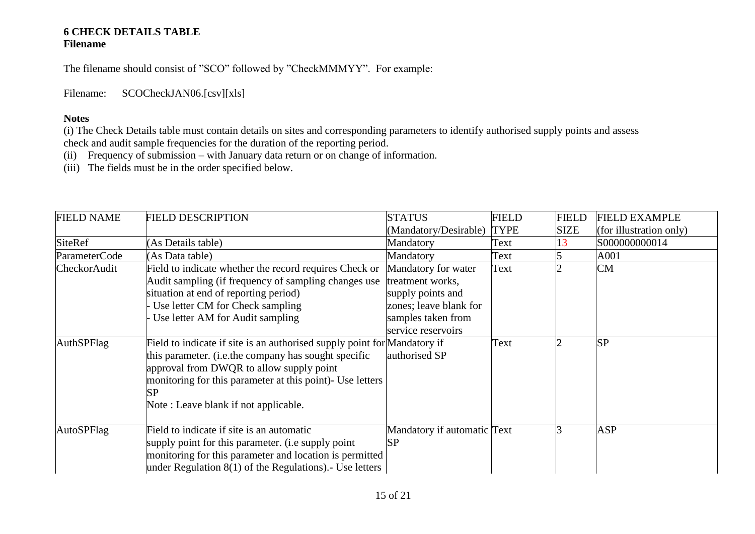### 6 CHECK DETAILS TABLE

**Filename**

The filename should consist of "SCO" followed by "CheckMMMYY". For example:

Filename: SCOCheckJAN06.[csv][xls]

**Notes**

(i) The Check Details table must contain details on sites and corresponding parameters to identify authorised supply points and assess check and audit sample frequencies for the duration of the reporting period.

(ii) Frequency of submission – with January data return or on change of information.

(iii) The fields must be in the order specified below.

| FIELD NAME | FIELD DESCRIPTION | STATUS (Mandatory/Desirable) | FIELD TYPE | FIELD SIZE | FIELD EXAMPLE (for illustration only) |
|---|---|---|---|---|---|
| SiteRef | (As Details table) | Mandatory | Text | 13 | S000000000014 |
| ParameterCode | (As Data table) | Mandatory | Text | 5 | A001 |
| CheckorAudit | Field to indicate whether the record requires Check or Audit sampling (if frequency of sampling changes use situation at end of reporting period)<br>- Use letter CM for Check sampling<br>- Use letter AM for Audit sampling | Mandatory for water treatment works, supply points and zones; leave blank for samples taken from service reservoirs | Text | 2 | CM |
| AuthSPFlag | Field to indicate if site is an authorised supply point for this parameter. (i.e.the company has sought specific approval from DWQR to allow supply point monitoring for this parameter at this point)- Use letters SP<br>Note : Leave blank if not applicable. | Mandatory if authorised SP | Text | 2 | SP |
| AutoSPFlag | Field to indicate if site is an automatic supply point for this parameter. (i.e supply point monitoring for this parameter and location is permitted under Regulation 8(1) of the Regulations).- Use letters | Mandatory if automatic SP | Text | 3 | ASP |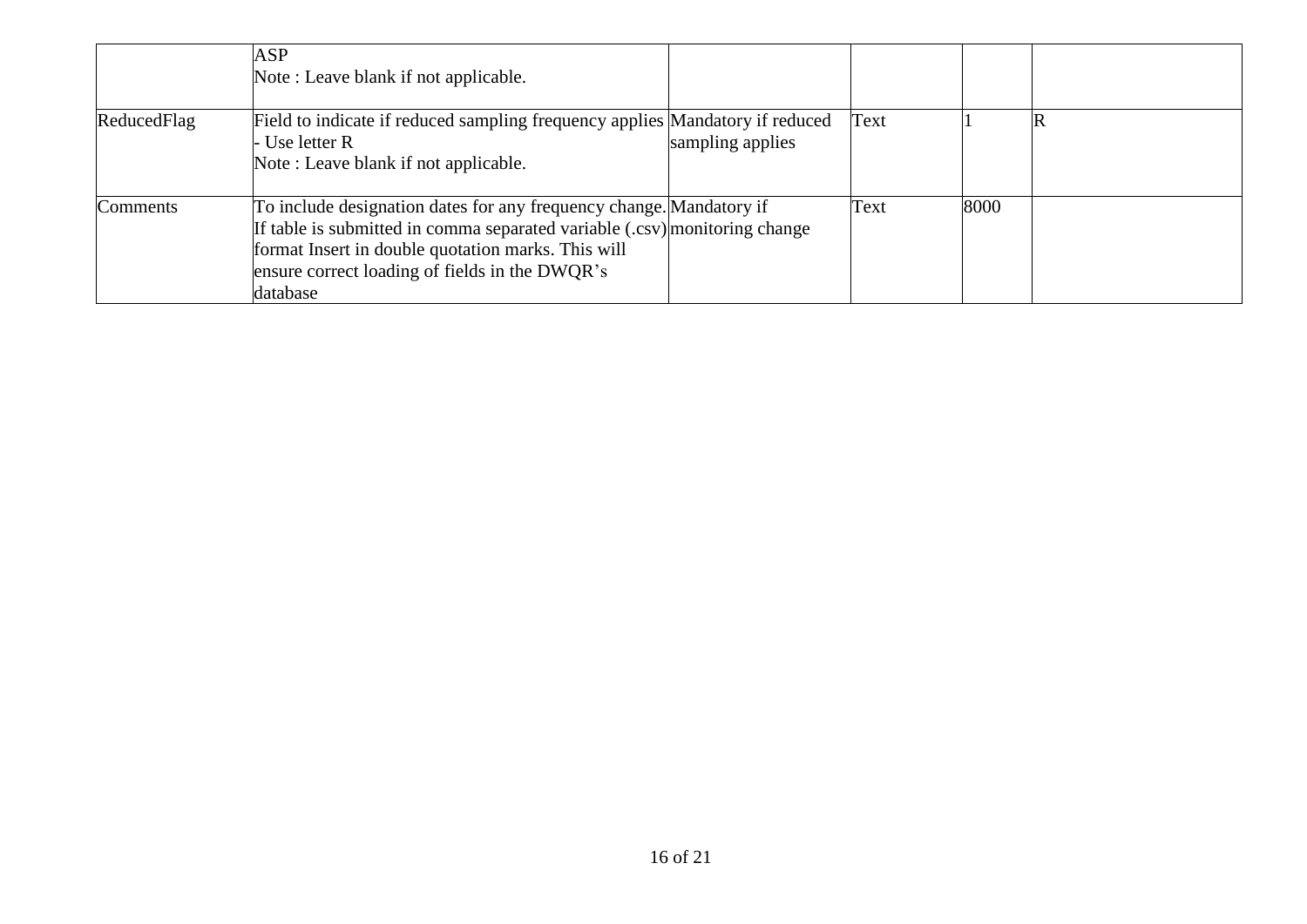| | | | | | |
|---|---|---|---|---|---|
| | ASP<br>Note : Leave blank if not applicable. | | | | |
| ReducedFlag | Field to indicate if reduced sampling frequency applies - Use letter R<br>Note : Leave blank if not applicable. | Mandatory if reduced sampling applies | Text | 1 | R |
| Comments | To include designation dates for any frequency change. If table is submitted in comma separated variable (.csv) format Insert in double quotation marks. This will ensure correct loading of fields in the DWQR's database | Mandatory if monitoring change | Text | 8000 | |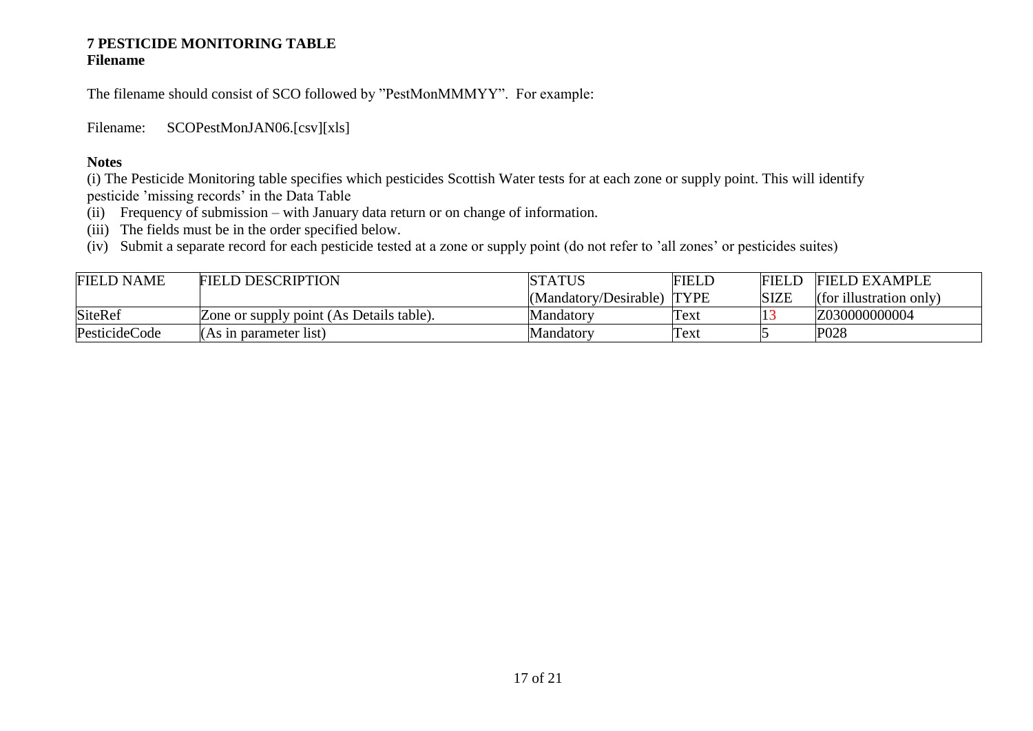## 7 PESTICIDE MONITORING TABLE

**Filename**

The filename should consist of SCO followed by "PestMonMMMYY". For example:

Filename: SCOPestMonJAN06.[csv][xls]

**Notes**

(i) The Pesticide Monitoring table specifies which pesticides Scottish Water tests for at each zone or supply point. This will identify pesticide 'missing records' in the Data Table

(ii) Frequency of submission – with January data return or on change of information.

(iii) The fields must be in the order specified below.

(iv) Submit a separate record for each pesticide tested at a zone or supply point (do not refer to 'all zones' or pesticides suites)

| FIELD NAME | FIELD DESCRIPTION | STATUS (Mandatory/Desirable) | FIELD TYPE | FIELD SIZE | FIELD EXAMPLE (for illustration only) |
|---|---|---|---|---|---|
| SiteRef | Zone or supply point (As Details table). | Mandatory | Text | 13 | Z030000000004 |
| PesticideCode | (As in parameter list) | Mandatory | Text | 5 | P028 |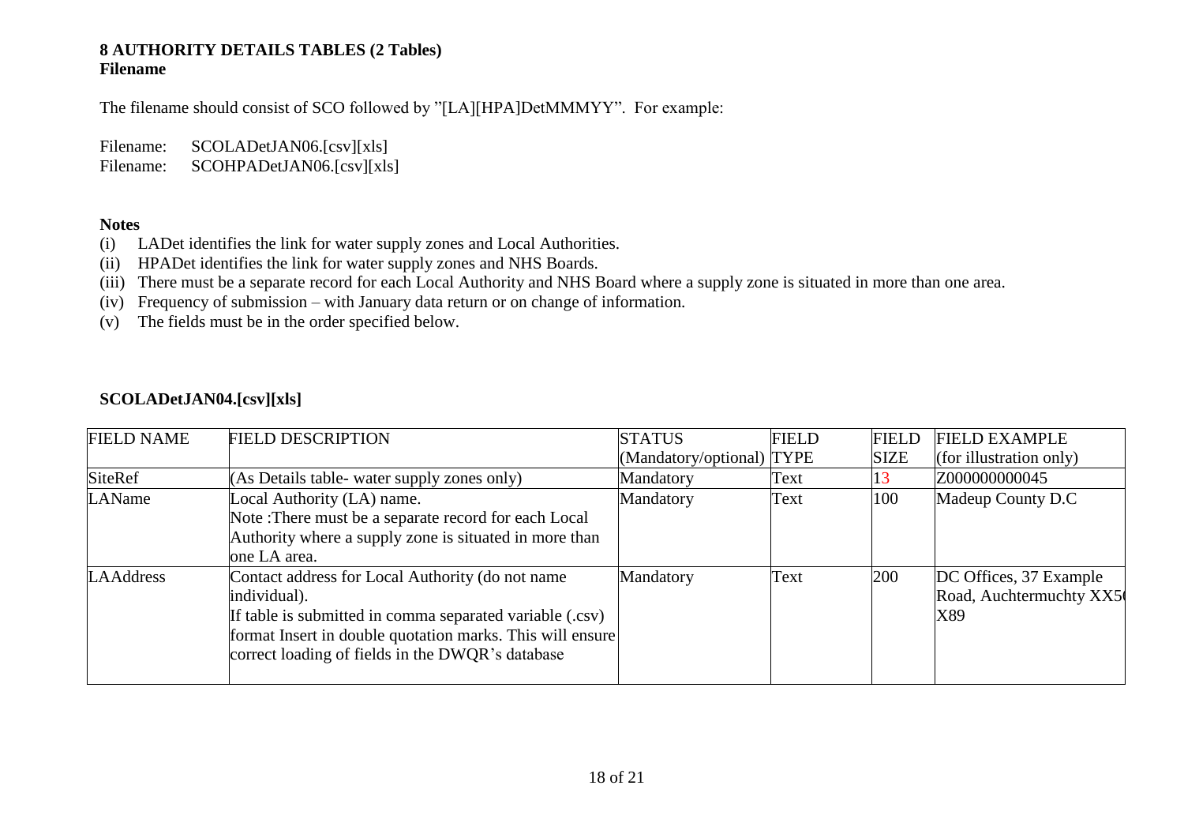**8 AUTHORITY DETAILS TABLES (2 Tables)**
**Filename**

The filename should consist of SCO followed by "[LA][HPA]DetMMMYY". For example:

Filename: SCOLADetJAN06.[csv][xls]
Filename: SCOHPADetJAN06.[csv][xls]

**Notes**

(i) LADet identifies the link for water supply zones and Local Authorities.
(ii) HPADet identifies the link for water supply zones and NHS Boards.
(iii) There must be a separate record for each Local Authority and NHS Board where a supply zone is situated in more than one area.
(iv) Frequency of submission – with January data return or on change of information.
(v) The fields must be in the order specified below.

**SCOLADetJAN04.[csv][xls]**

| FIELD NAME | FIELD DESCRIPTION | STATUS (Mandatory/optional) | FIELD TYPE | FIELD SIZE | FIELD EXAMPLE (for illustration only) |
|---|---|---|---|---|---|
| SiteRef | (As Details table- water supply zones only) | Mandatory | Text | 13 | Z000000000045 |
| LAName | Local Authority (LA) name. Note :There must be a separate record for each Local Authority where a supply zone is situated in more than one LA area. | Mandatory | Text | 100 | Madeup County D.C |
| LAAddress | Contact address for Local Authority (do not name individual). If table is submitted in comma separated variable (.csv) format Insert in double quotation marks. This will ensure correct loading of fields in the DWQR's database | Mandatory | Text | 200 | DC Offices, 37 Example Road, Auchtermuchty XX5( X89 |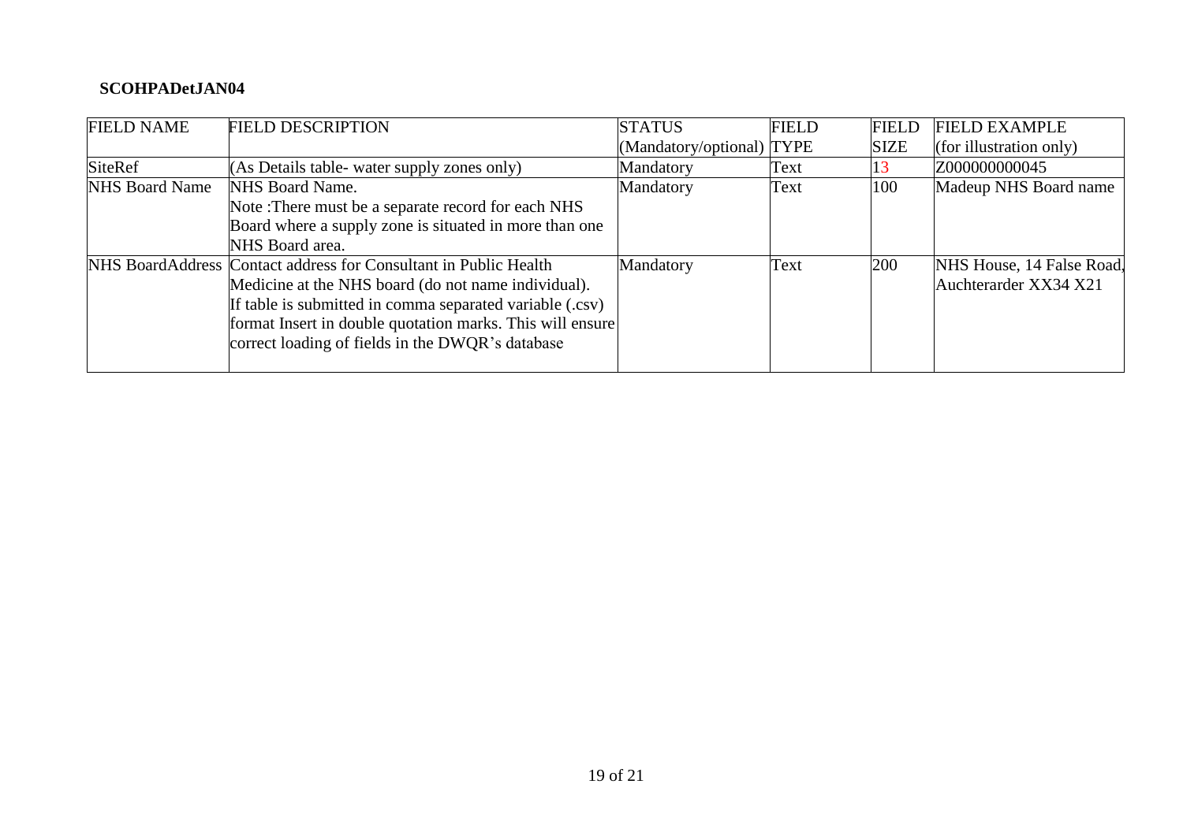**SCOHPADetJAN04**

| FIELD NAME | FIELD DESCRIPTION | STATUS (Mandatory/optional) | FIELD TYPE | FIELD SIZE | FIELD EXAMPLE (for illustration only) |
|---|---|---|---|---|---|
| SiteRef | (As Details table- water supply zones only) | Mandatory | Text | 13 | Z000000000045 |
| NHS Board Name | NHS Board Name. Note :There must be a separate record for each NHS Board where a supply zone is situated in more than one NHS Board area. | Mandatory | Text | 100 | Madeup NHS Board name |
| NHS BoardAddress | Contact address for Consultant in Public Health Medicine at the NHS board (do not name individual). If table is submitted in comma separated variable (.csv) format Insert in double quotation marks. This will ensure correct loading of fields in the DWQR's database | Mandatory | Text | 200 | NHS House, 14 False Road, Auchterarder XX34 X21 |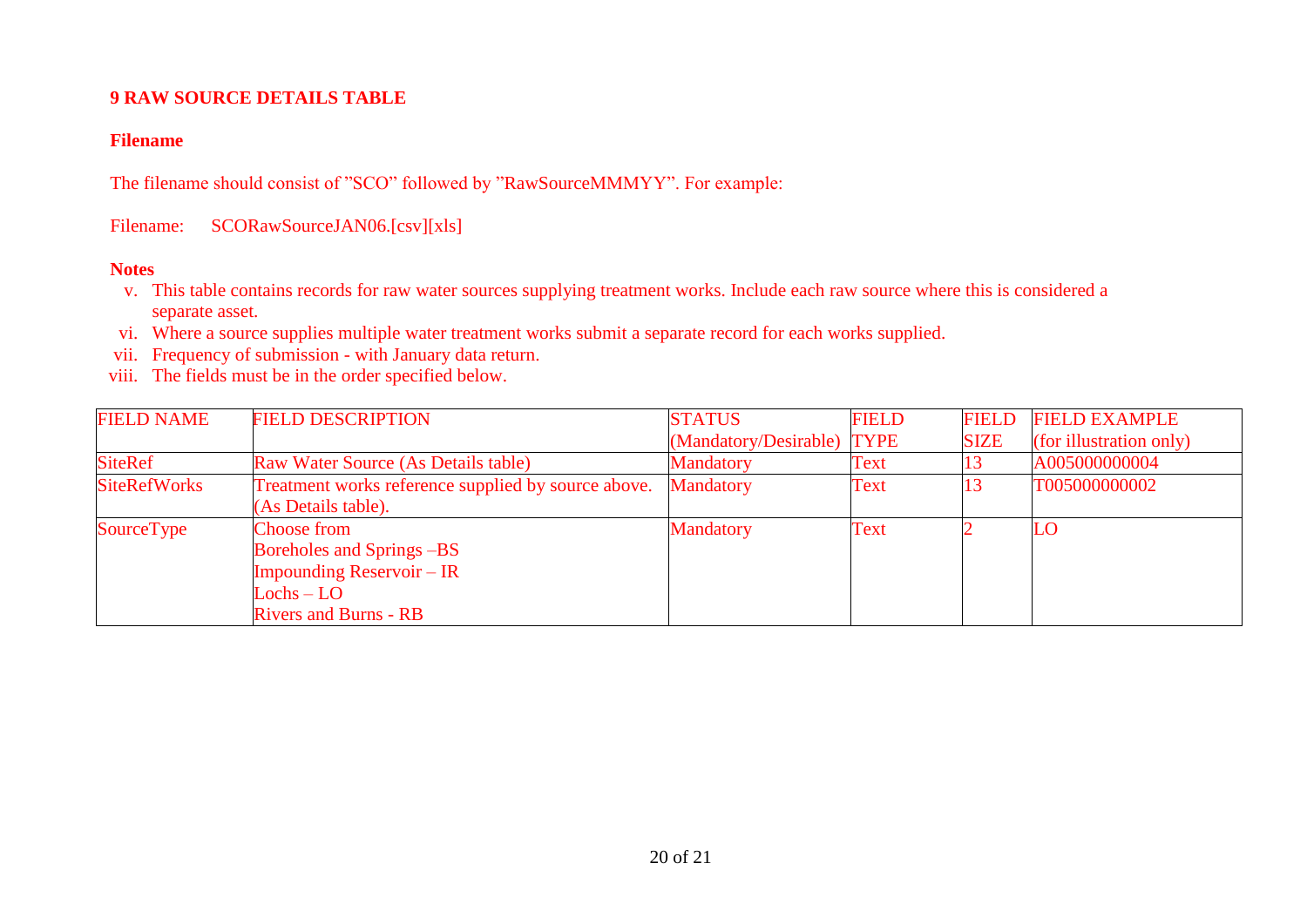## 9 RAW SOURCE DETAILS TABLE

### Filename

The filename should consist of "SCO" followed by "RawSourceMMMYY". For example:

Filename: SCORawSourceJAN06.[csv][xls]

### Notes

v. This table contains records for raw water sources supplying treatment works. Include each raw source where this is considered a separate asset.

vi. Where a source supplies multiple water treatment works submit a separate record for each works supplied.

vii. Frequency of submission - with January data return.

viii. The fields must be in the order specified below.

| FIELD NAME | FIELD DESCRIPTION | STATUS (Mandatory/Desirable) | FIELD TYPE | FIELD SIZE | FIELD EXAMPLE (for illustration only) |
|---|---|---|---|---|---|
| SiteRef | Raw Water Source (As Details table) | Mandatory | Text | 13 | A005000000004 |
| SiteRefWorks | Treatment works reference supplied by source above. (As Details table). | Mandatory | Text | 13 | T005000000002 |
| SourceType | Choose from<br>Boreholes and Springs –BS<br>Impounding Reservoir – IR<br>Lochs – LO<br>Rivers and Burns - RB | Mandatory | Text | 2 | LO |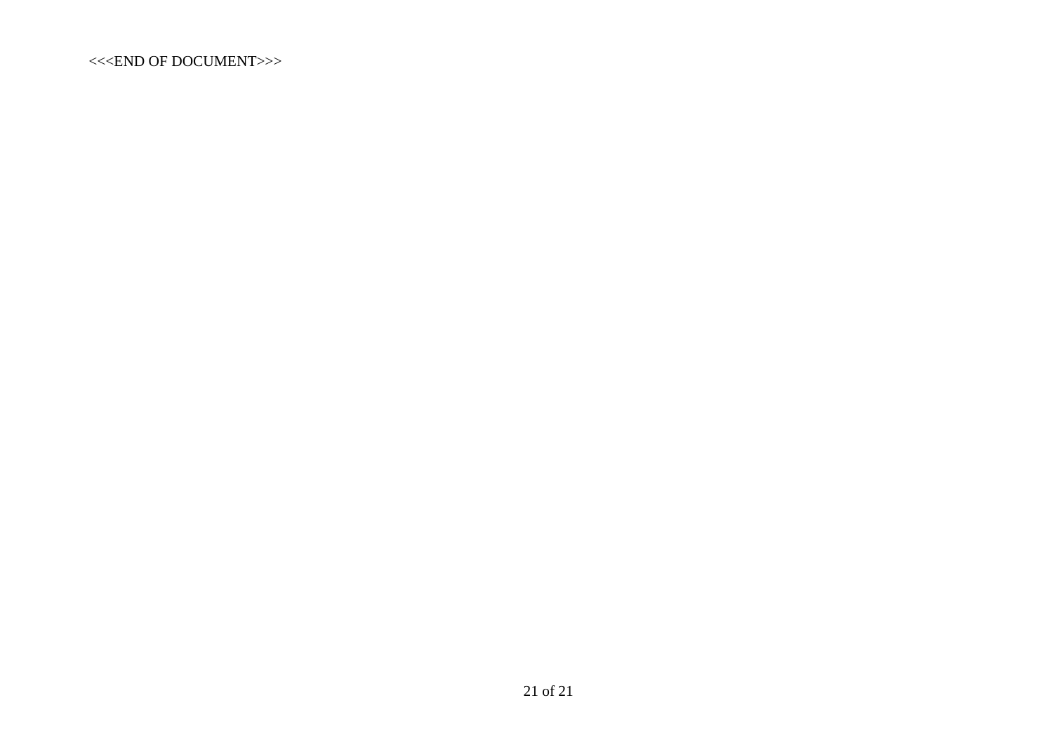<<<END OF DOCUMENT>>>